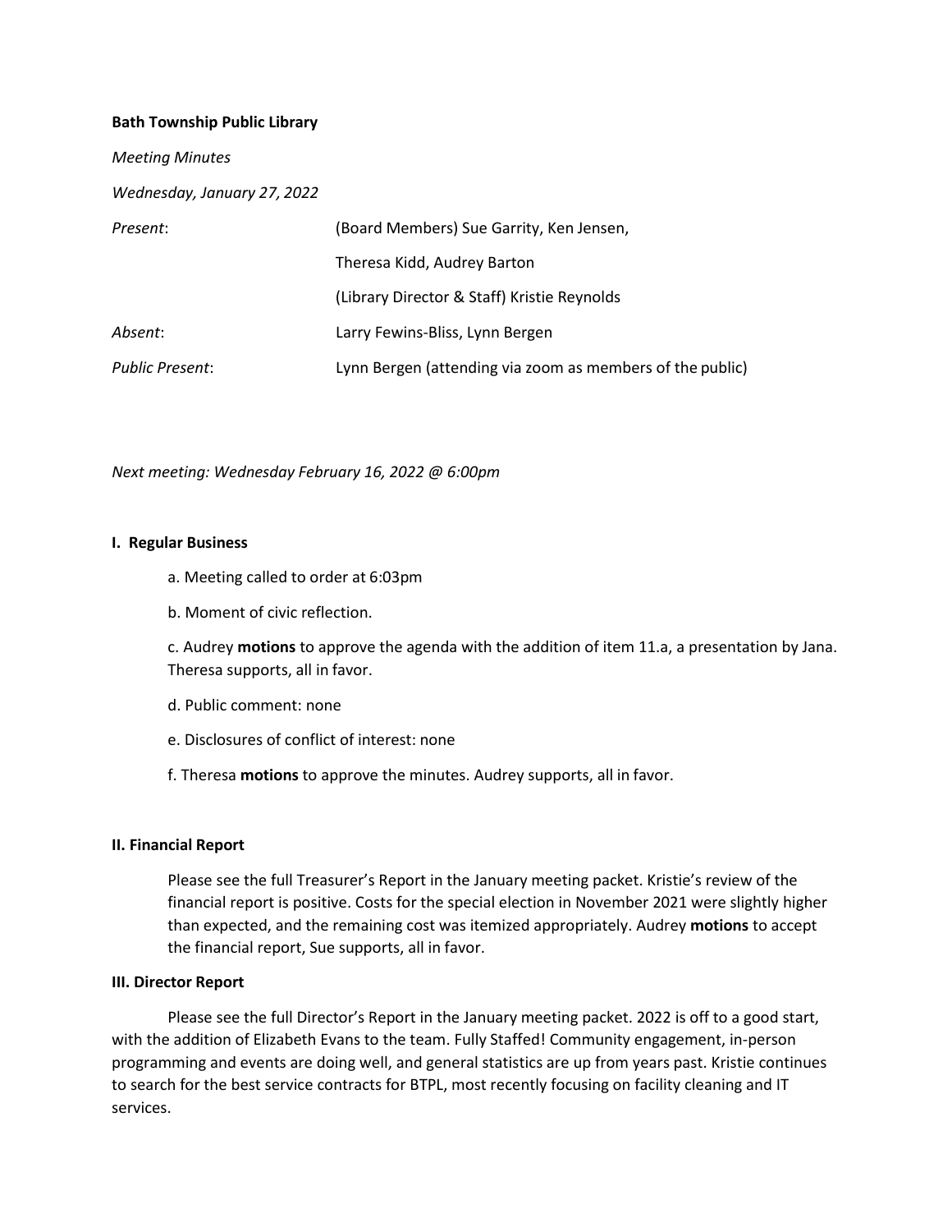**Bath Township Public Library**

*Meeting Minutes*

*Wednesday, January 27, 2022*

| | |
|---|---|
| *Present*: | (Board Members) Sue Garrity, Ken Jensen, |
| | Theresa Kidd, Audrey Barton |
| | (Library Director & Staff) Kristie Reynolds |
| *Absent*: | Larry Fewins-Bliss, Lynn Bergen |
| *Public Present*: | Lynn Bergen (attending via zoom as members of the public) |

*Next meeting: Wednesday February 16, 2022 @ 6:00pm*

### I. Regular Business

a. Meeting called to order at 6:03pm

b. Moment of civic reflection.

c. Audrey **motions** to approve the agenda with the addition of item 11.a, a presentation by Jana. Theresa supports, all in favor.

d. Public comment: none

e. Disclosures of conflict of interest: none

f. Theresa **motions** to approve the minutes. Audrey supports, all in favor.

### II. Financial Report

Please see the full Treasurer's Report in the January meeting packet. Kristie's review of the financial report is positive. Costs for the special election in November 2021 were slightly higher than expected, and the remaining cost was itemized appropriately. Audrey **motions** to accept the financial report, Sue supports, all in favor.

### III. Director Report

Please see the full Director's Report in the January meeting packet. 2022 is off to a good start, with the addition of Elizabeth Evans to the team. Fully Staffed! Community engagement, in-person programming and events are doing well, and general statistics are up from years past. Kristie continues to search for the best service contracts for BTPL, most recently focusing on facility cleaning and IT services.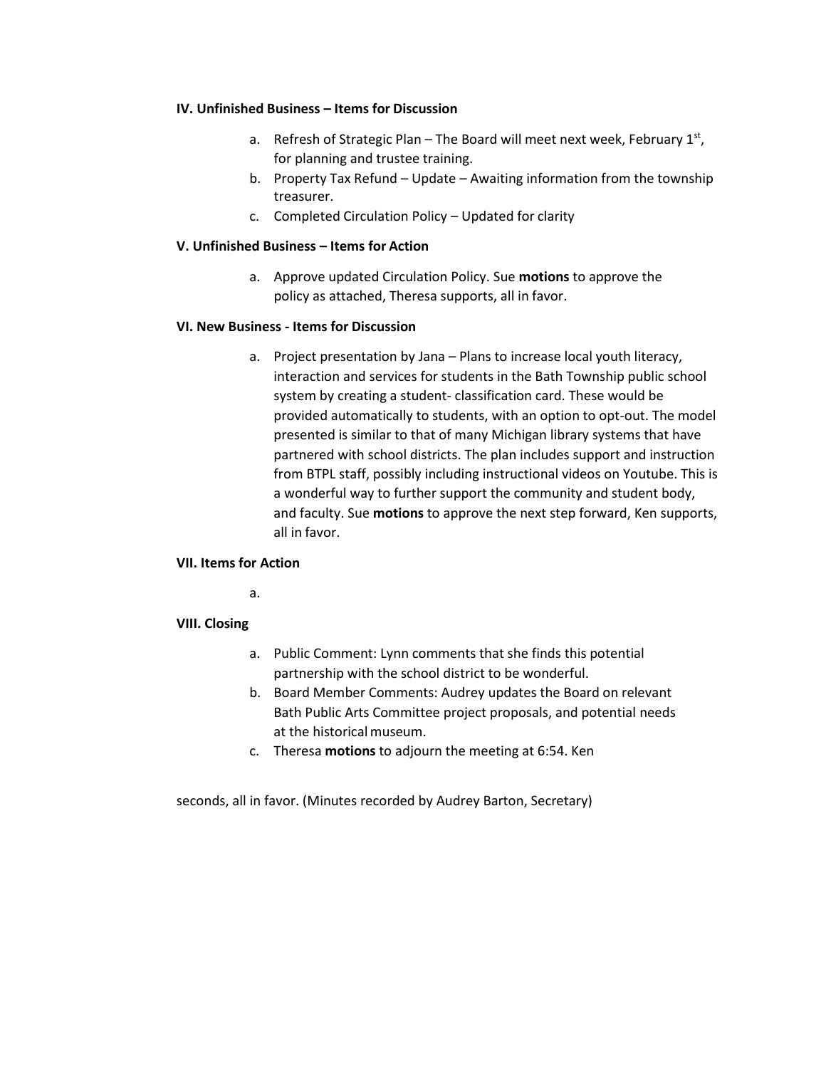**IV. Unfinished Business – Items for Discussion**

a. Refresh of Strategic Plan – The Board will meet next week, February 1st, for planning and trustee training.
b. Property Tax Refund – Update – Awaiting information from the township treasurer.
c. Completed Circulation Policy – Updated for clarity

**V. Unfinished Business – Items for Action**

a. Approve updated Circulation Policy. Sue **motions** to approve the policy as attached, Theresa supports, all in favor.

**VI. New Business - Items for Discussion**

a. Project presentation by Jana – Plans to increase local youth literacy, interaction and services for students in the Bath Township public school system by creating a student- classification card. These would be provided automatically to students, with an option to opt-out. The model presented is similar to that of many Michigan library systems that have partnered with school districts. The plan includes support and instruction from BTPL staff, possibly including instructional videos on Youtube. This is a wonderful way to further support the community and student body, and faculty. Sue **motions** to approve the next step forward, Ken supports, all in favor.

**VII. Items for Action**

a.

**VIII. Closing**

a. Public Comment: Lynn comments that she finds this potential partnership with the school district to be wonderful.
b. Board Member Comments: Audrey updates the Board on relevant Bath Public Arts Committee project proposals, and potential needs at the historical museum.
c. Theresa **motions** to adjourn the meeting at 6:54. Ken

seconds, all in favor. (Minutes recorded by Audrey Barton, Secretary)